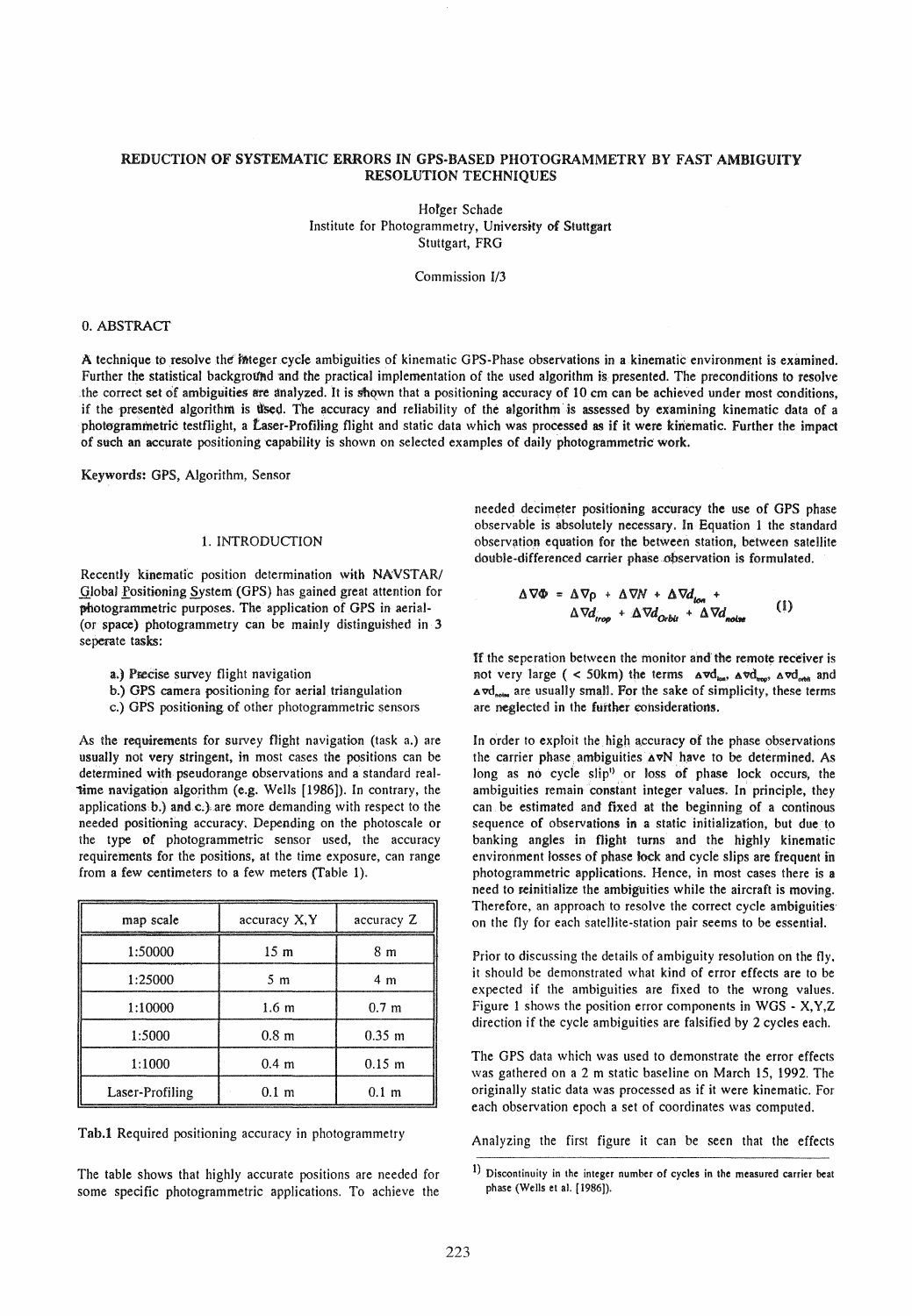# REDUCTION OF SYSTEMATIC ERRORS IN GPS-BASED PHOTOGRAMMETRY BY FAST AMBIGUITY RESOLUTION TECHNIQUES

Holger Schade
Institute for Photogrammetry, University of Stuttgart
Stuttgart, FRG

Commission I/3

## 0. ABSTRACT

A technique to resolve the integer cycle ambiguities of kinematic GPS-Phase observations in a kinematic environment is examined. Further the statistical background and the practical implementation of the used algorithm is presented. The preconditions to resolve the correct set of ambiguities are analyzed. It is shown that a positioning accuracy of 10 cm can be achieved under most conditions, if the presented algorithm is used. The accuracy and reliability of the algorithm is assessed by examining kinematic data of a photogrammetric testflight, a Laser-Profiling flight and static data which was processed as if it were kinematic. Further the impact of such an accurate positioning capability is shown on selected examples of daily photogrammetric work.

**Keywords:** GPS, Algorithm, Sensor

## 1. INTRODUCTION

Recently kinematic position determination with NAVSTAR/ Global Positioning System (GPS) has gained great attention for photogrammetric purposes. The application of GPS in aerial- (or space) photogrammetry can be mainly distinguished in 3 seperate tasks:

a.) Precise survey flight navigation
b.) GPS camera positioning for aerial triangulation
c.) GPS positioning of other photogrammetric sensors

As the requirements for survey flight navigation (task a.) are usually not very stringent, in most cases the positions can be determined with pseudorange observations and a standard real-time navigation algorithm (e.g. Wells [1986]). In contrary, the applications b.) and c.) are more demanding with respect to the needed positioning accuracy. Depending on the photoscale or the type of photogrammetric sensor used, the accuracy requirements for the positions, at the time exposure, can range from a few centimeters to a few meters (Table 1).

| map scale | accuracy X,Y | accuracy Z |
|---|---|---|
| 1:50000 | 15 m | 8 m |
| 1:25000 | 5 m | 4 m |
| 1:10000 | 1.6 m | 0.7 m |
| 1:5000 | 0.8 m | 0.35 m |
| 1:1000 | 0.4 m | 0.15 m |
| Laser-Profiling | 0.1 m | 0.1 m |

**Tab.1** Required positioning accuracy in photogrammetry

The table shows that highly accurate positions are needed for some specific photogrammetric applications. To achieve the needed decimeter positioning accuracy the use of GPS phase observable is absolutely necessary. In Equation 1 the standard observation equation for the between station, between satellite double-differenced carrier phase observation is formulated.

$$\Delta\nabla\Phi = \Delta\nabla\rho + \Delta\nabla N + \Delta\nabla d_{ion} + \Delta\nabla d_{trop} + \Delta\nabla d_{Orbit} + \Delta\nabla d_{noise} \tag{1}$$

If the seperation between the monitor and the remote receiver is not very large ( < 50km) the terms $\Delta\nabla d_{ion}$, $\Delta\nabla d_{trop}$, $\Delta\nabla d_{orbit}$ and $\Delta\nabla d_{noise}$ are usually small. For the sake of simplicity, these terms are neglected in the further considerations.

In order to exploit the high accuracy of the phase observations the carrier phase ambiguities $\Delta\nabla N$ have to be determined. As long as no cycle slip[1] or loss of phase lock occurs, the ambiguities remain constant integer values. In principle, they can be estimated and fixed at the beginning of a continous sequence of observations in a static initialization, but due to banking angles in flight turns and the highly kinematic environment losses of phase lock and cycle slips are frequent in photogrammetric applications. Hence, in most cases there is a need to reinitialize the ambiguities while the aircraft is moving. Therefore, an approach to resolve the correct cycle ambiguities on the fly for each satellite-station pair seems to be essential.

Prior to discussing the details of ambiguity resolution on the fly, it should be demonstrated what kind of error effects are to be expected if the ambiguities are fixed to the wrong values. Figure 1 shows the position error components in WGS - X,Y,Z direction if the cycle ambiguities are falsified by 2 cycles each.

The GPS data which was used to demonstrate the error effects was gathered on a 2 m static baseline on March 15, 1992. The originally static data was processed as if it were kinematic. For each observation epoch a set of coordinates was computed.

Analyzing the first figure it can be seen that the effects

[1] Discontinuity in the integer number of cycles in the measured carrier beat phase (Wells et al. [1986]).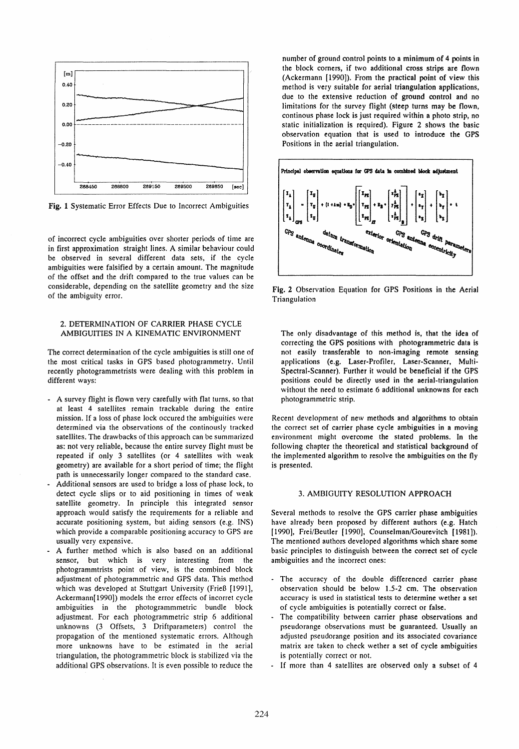Fig. 1 Systematic Error Effects Due to Incorrect Ambiguities

of incorrect cycle ambiguities over shorter periods of time are in first approximation straight lines. A similar behaviour could be observed in several different data sets, if the cycle ambiguities were falsified by a certain amount. The magnitude of the offset and the drift compared to the true values can be considerable, depending on the satellite geometry and the size of the ambiguity error.

## 2. DETERMINATION OF CARRIER PHASE CYCLE AMBIGUITIES IN A KINEMATIC ENVIRONMENT

The correct determination of the cycle ambiguities is still one of the most critical tasks in GPS based photogrammetry. Until recently photogrammetrists were dealing with this problem in different ways:

- A survey flight is flown very carefully with flat turns, so that at least 4 satellites remain trackable during the entire mission. If a loss of phase lock occured the ambiguities were determined via the observations of the continously tracked satellites. The drawbacks of this approach can be summarized as: not very reliable, because the entire survey flight must be repeated if only 3 satellites (or 4 satellites with weak geometry) are available for a short period of time; the flight path is unnecessarily longer compared to the standard case.
- Additional sensors are used to bridge a loss of phase lock, to detect cycle slips or to aid positioning in times of weak satellite geometry. In principle this integrated sensor approach would satisfy the requirements for a reliable and accurate positioning system, but aiding sensors (e.g. INS) which provide a comparable positioning accuracy to GPS are usually very expensive.
- A further method which is also based on an additional sensor, but which is very interesting from the photogrammtrists point of view, is the combined block adjustment of photogrammetric and GPS data. This method which was developed at Stuttgart University (Frieß [1991], Ackermann[1990]) models the error effects of incorrect cycle ambiguities in the photogrammmetric bundle block adjustment. For each photogrammetric strip 6 additional unknowns (3 Offsets, 3 Driftparameters) control the propagation of the mentioned systematic errors. Although more unknowns have to be estimated in the aerial triangulation, the photogrammetric block is stabilized via the additional GPS observations. It is even possible to reduce the number of ground control points to a minimum of 4 points in the block corners, if two additional cross strips are flown (Ackermann [1990]). From the practical point of view this method is very suitable for aerial triangulation applications, due to the extensive reduction of ground control and no limitations for the survey flight (steep turns may be flown, continous phase lock is just required within a photo strip, no static initialization is required). Figure 2 shows the basic observation equation that is used to introduce the GPS Positions in the aerial triangulation.

Principal observation equations for GPS data in combined block adjustment

$$\begin{bmatrix} X_A \\ Y_A \\ Z_A \end{bmatrix}_{GPS} = \begin{bmatrix} X_0 \\ Y_0 \\ Z_0 \end{bmatrix} + (1+\lambda m) \cdot R_0 \cdot \left[ \begin{bmatrix} X_{PR} \\ Y_{PR} \\ Z_{PR} \end{bmatrix}_{AT} + R_B \cdot \begin{bmatrix} x^A_{PR} \\ y^A_{PR} \\ z^A_{PR} \end{bmatrix}_B \right] + \begin{bmatrix} a_X \\ a_Y \\ a_Z \end{bmatrix} + \begin{bmatrix} b_X \\ b_Y \\ b_Z \end{bmatrix} \cdot t$$

GPS antenna coordinates — datum transformation — exterior orientation — GPS antenna eccentricity — GPS drift parameters

Fig. 2 Observation Equation for GPS Positions in the Aerial Triangulation

The only disadvantage of this method is, that the idea of correcting the GPS positions with photogrammetric data is not easily transferable to non-imaging remote sensing applications (e.g. Laser-Profiler, Laser-Scanner, Multi-Spectral-Scanner). Further it would be beneficial if the GPS positions could be directly used in the aerial-triangulation without the need to estimate 6 additional unknowns for each photogrammetric strip.

Recent development of new methods and algorithms to obtain the correct set of carrier phase cycle ambiguities in a moving environment might overcome the stated problems. In the following chapter the theoretical and statistical background of the implemented algorithm to resolve the ambiguities on the fly is presented.

## 3. AMBIGUITY RESOLUTION APPROACH

Several methods to resolve the GPS carrier phase ambiguities have already been proposed by different authors (e.g. Hatch [1990], Frei/Beutler [1990], Counselman/Gourevitch [1981]). The mentioned authors developed algorithms which share some basic principles to distinguish between the correct set of cycle ambiguities and the incorrect ones:

- The accuracy of the double differenced carrier phase observation should be below 1.5-2 cm. The observation accuracy is used in statistical tests to determine wether a set of cycle ambiguities is potentially correct or false.
- The compatibility between carrier phase observations and pseudorange observations must be guaranteed. Usually an adjusted pseudorange position and its associated covariance matrix are taken to check wether a set of cycle ambiguities is potentially correct or not.
- If more than 4 satellites are observed only a subset of 4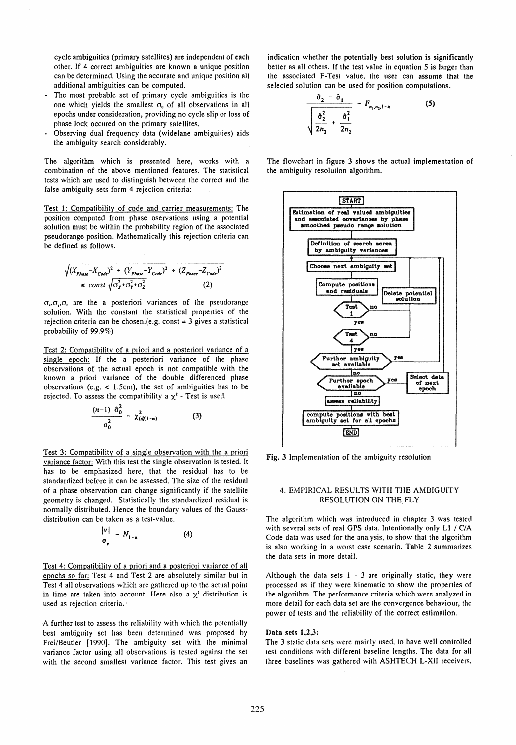cycle ambiguities (primary satellites) are independent of each other. If 4 correct ambiguities are known a unique position can be determined. Using the accurate and unique position all additional ambiguities can be computed.

- The most probable set of primary cycle ambiguities is the one which yields the smallest $\sigma_0$ of all observations in all epochs under consideration, providing no cycle slip or loss of phase lock occured on the primary satellites.
- Observing dual frequency data (widelane ambiguities) aids the ambiguity search considerably.

The algorithm which is presented here, works with a combination of the above mentioned features. The statistical tests which are used to distinguish between the correct and the false ambiguity sets form 4 rejection criteria:

Test 1: Compatibility of code and carrier measurements: The position computed from phase oservations using a potential solution must be within the probability region of the associated pseudorange position. Mathematically this rejection criteria can be defined as follows.

$$\sqrt{(X_{Phase}-X_{Code})^2 + (Y_{Phase}-Y_{Code})^2 + (Z_{Phase}-Z_{Code})^2} \leq const\,\sqrt{\sigma_X^2+\sigma_Y^2+\sigma_Z^2} \qquad (2)$$

$\sigma_x,\sigma_y,\sigma_z$ are the a posteriori variances of the pseudorange solution. With the constant the statistical properties of the rejection criteria can be chosen.(e.g. const = 3 gives a statistical probability of 99.9%)

Test 2: Compatibility of a priori and a posteriori variance of a single epoch: If the a posteriori variance of the phase observations of the actual epoch is not compatible with the known a priori variance of the double differenced phase observations (e.g. < 1.5cm), the set of ambiguities has to be rejected. To assess the compatibility a $\chi^2$ - Test is used.

$$\frac{(n-1)\,\hat{\sigma}_0^2}{\sigma_0^2} \sim \chi^2_{(df,1-\alpha)} \qquad (3)$$

Test 3: Compatibility of a single observation with the a priori variance factor: With this test the single observation is tested. It has to be emphasized here, that the residual has to be standardized before it can be assessed. The size of the residual of a phase observation can change significantly if the satellite geometry is changed. Statistically the standardized residual is normally distributed. Hence the boundary values of the Gauss-distribution can be taken as a test-value.

$$\frac{|v|}{\sigma_v} \sim N_{1-\alpha} \qquad (4)$$

Test 4: Compatibility of a priori and a posteriori variance of all epochs so far: Test 4 and Test 2 are absolutely similar but in Test 4 all observations which are gathered up to the actual point in time are taken into account. Here also a $\chi^2$ distribution is used as rejection criteria.

A further test to assess the reliability with which the potentially best ambiguity set has been determined was proposed by Frei/Beutler [1990]. The ambiguity set with the minimal variance factor using all observations is tested against the set with the second smallest variance factor. This test gives an indication whether the potentially best solution is significantly better as all others. If the test value in equation 5 is larger than the associated F-Test value, the user can assume that the selected solution can be used for position computations.

$$\frac{\hat{\sigma}_2 - \hat{\sigma}_1}{\sqrt{\dfrac{\hat{\sigma}_2^2}{2n_2} + \dfrac{\hat{\sigma}_1^2}{2n_2}}} \sim F_{n_1,n_2,1-\alpha} \qquad (5)$$

The flowchart in figure 3 shows the actual implementation of the ambiguity resolution algorithm.

START → Estimation of real valued ambiguities and associated covariances by phase smoothed pseudo range solution → Definition of search aerea by ambiguity variances → Choose next ambiguity set → Compute positions and residuals → Test 1 (no: Delete potential solution) → yes → Test 4 (no: Delete potential solution) → yes → Further ambiguity set available (yes: Choose next ambiguity set) → no → Further epoch available (yes: Select data of next epoch) → no → assess reliability → compute positions with best ambiguity set for all epochs → END

Fig. 3 Implementation of the ambiguity resolution

## 4. EMPIRICAL RESULTS WITH THE AMBIGUITY RESOLUTION ON THE FLY

The algorithm which was introduced in chapter 3 was tested with several sets of real GPS data. Intentionally only L1 / C/A Code data was used for the analysis, to show that the algorithm is also working in a worst case scenario. Table 2 summarizes the data sets in more detail.

Although the data sets 1 - 3 are originally static, they were processed as if they were kinematic to show the properties of the algorithm. The performance criteria which were analyzed in more detail for each data set are the convergence behaviour, the power of tests and the reliability of the correct estimation.

**Data sets 1,2,3:**

The 3 static data sets were mainly used, to have well controlled test conditions with different baseline lengths. The data for all three baselines was gathered with ASHTECH L-XII receivers.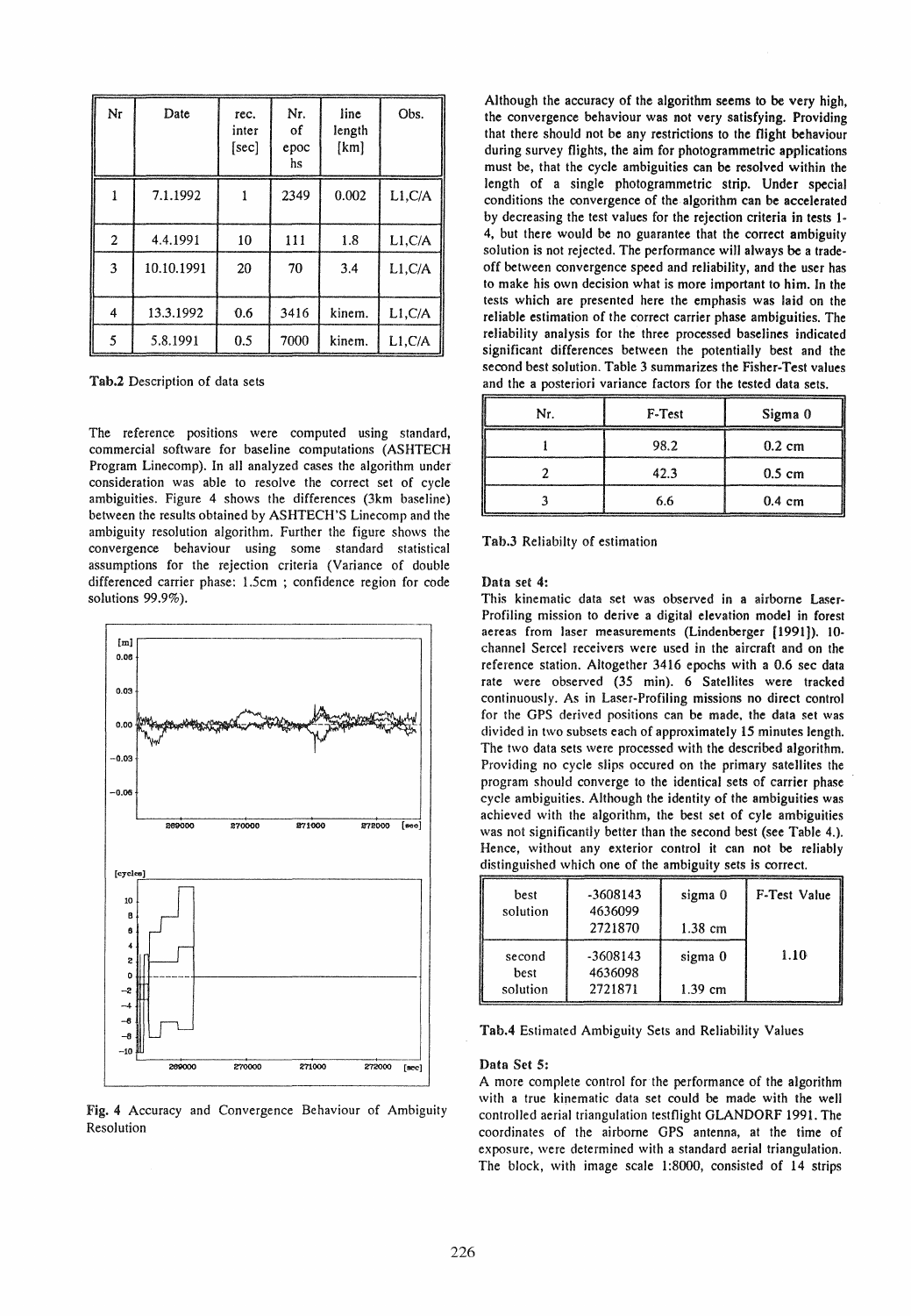| Nr | Date | rec. inter [sec] | Nr. of epochs | line length [km] | Obs. |
|---|---|---|---|---|---|
| 1 | 7.1.1992 | 1 | 2349 | 0.002 | L1,C/A |
| 2 | 4.4.1991 | 10 | 111 | 1.8 | L1,C/A |
| 3 | 10.10.1991 | 20 | 70 | 3.4 | L1,C/A |
| 4 | 13.3.1992 | 0.6 | 3416 | kinem. | L1,C/A |
| 5 | 5.8.1991 | 0.5 | 7000 | kinem. | L1,C/A |

**Tab.2** Description of data sets

The reference positions were computed using standard, commercial software for baseline computations (ASHTECH Program Linecomp). In all analyzed cases the algorithm under consideration was able to resolve the correct set of cycle ambiguities. Figure 4 shows the differences (3km baseline) between the results obtained by ASHTECH'S Linecomp and the ambiguity resolution algorithm. Further the figure shows the convergence behaviour using some standard statistical assumptions for the rejection criteria (Variance of double differenced carrier phase: 1.5cm ; confidence region for code solutions 99.9%).

**Fig. 4** Accuracy and Convergence Behaviour of Ambiguity Resolution

Although the accuracy of the algorithm seems to be very high, the convergence behaviour was not very satisfying. Providing that there should not be any restrictions to the flight behaviour during survey flights, the aim for photogrammetric applications must be, that the cycle ambiguities can be resolved within the length of a single photogrammetric strip. Under special conditions the convergence of the algorithm can be accelerated by decreasing the test values for the rejection criteria in tests 1-4, but there would be no guarantee that the correct ambiguity solution is not rejected. The performance will always be a trade-off between convergence speed and reliability, and the user has to make his own decision what is more important to him. In the tests which are presented here the emphasis was laid on the reliable estimation of the correct carrier phase ambiguities. The reliability analysis for the three processed baselines indicated significant differences between the potentially best and the second best solution. Table 3 summarizes the Fisher-Test values and the a posteriori variance factors for the tested data sets.

| Nr. | F-Test | Sigma 0 |
|---|---|---|
| 1 | 98.2 | 0.2 cm |
| 2 | 42.3 | 0.5 cm |
| 3 | 6.6 | 0.4 cm |

**Tab.3** Reliabilty of estimation

**Data set 4:**

This kinematic data set was observed in a airborne Laser-Profiling mission to derive a digital elevation model in forest aereas from laser measurements (Lindenberger [1991]). 10-channel Sercel receivers were used in the aircraft and on the reference station. Altogether 3416 epochs with a 0.6 sec data rate were observed (35 min). 6 Satellites were tracked continuously. As in Laser-Profiling missions no direct control for the GPS derived positions can be made, the data set was divided in two subsets each of approximately 15 minutes length. The two data sets were processed with the described algorithm. Providing no cycle slips occured on the primary satellites the program should converge to the identical sets of carrier phase cycle ambiguities. Although the identity of the ambiguities was achieved with the algorithm, the best set of cyle ambiguities was not significantly better than the second best (see Table 4.). Hence, without any exterior control it can not be reliably distinguished which one of the ambiguity sets is correct.

| | | | F-Test Value |
|---|---|---|---|
| best solution | -3608143<br>4636099<br>2721870 | sigma 0<br>1.38 cm | 1.10 |
| second best solution | -3608143<br>4636098<br>2721871 | sigma 0<br>1.39 cm | |

**Tab.4** Estimated Ambiguity Sets and Reliability Values

**Data Set 5:**

A more complete control for the performance of the algorithm with a true kinematic data set could be made with the well controlled aerial triangulation testflight GLANDORF 1991. The coordinates of the airborne GPS antenna, at the time of exposure, were determined with a standard aerial triangulation. The block, with image scale 1:8000, consisted of 14 strips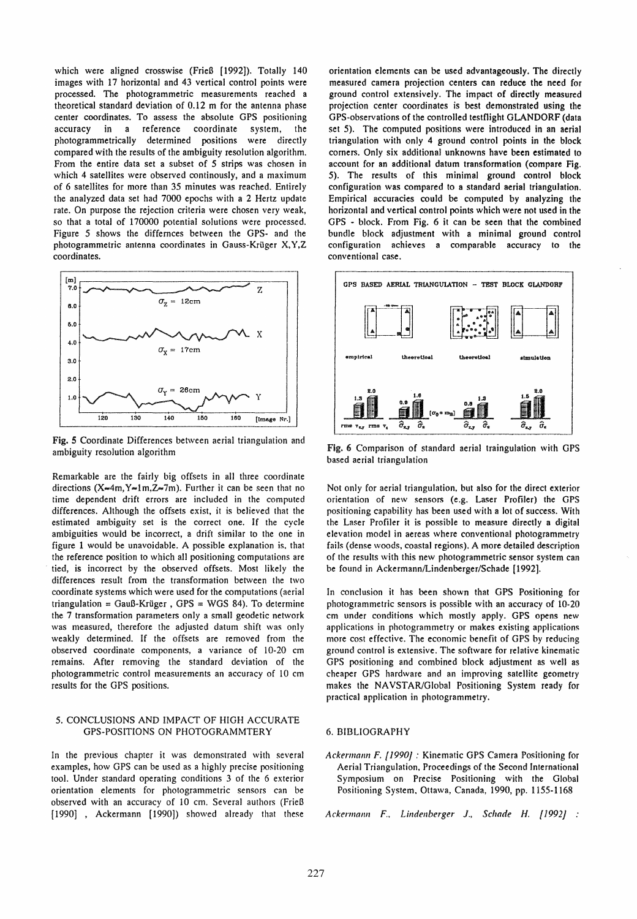which were aligned crosswise (Frieß [1992]). Totally 140 images with 17 horizontal and 43 vertical control points were processed. The photogrammetric measurements reached a theoretical standard deviation of 0.12 m for the antenna phase center coordinates. To assess the absolute GPS positioning accuracy in a reference coordinate system, the photogrammetrically determined positions were directly compared with the results of the ambiguity resolution algorithm. From the entire data set a subset of 5 strips was chosen in which 4 satellites were observed continously, and a maximum of 6 satellites for more than 35 minutes was reached. Entirely the analyzed data set had 7000 epochs with a 2 Hertz update rate. On purpose the rejection criteria were chosen very weak, so that a total of 170000 potential solutions were processed. Figure 5 shows the differnces between the GPS- and the photogrammetric antenna coordinates in Gauss-Krüger X,Y,Z coordinates.

Fig. 5 Coordinate Differences between aerial triangulation and ambiguity resolution algorithm

Remarkable are the fairly big offsets in all three coordinate directions ($X \approx 4m, Y \approx 1m, Z \approx 7m$). Further it can be seen that no time dependent drift errors are included in the computed differences. Although the offsets exist, it is believed that the estimated ambiguity set is the correct one. If the cycle ambiguities would be incorrect, a drift similar to the one in figure 1 would be unavoidable. A possible explanation is, that the reference position to which all positioning computations are tied, is incorrect by the observed offsets. Most likely the differences result from the transformation between the two coordinate systems which were used for the computations (aerial triangulation = Gauß-Krüger , GPS = WGS 84). To determine the 7 transformation parameters only a small geodetic network was measured, therefore the adjusted datum shift was only weakly determined. If the offsets are removed from the observed coordinate components, a variance of 10-20 cm remains. After removing the standard deviation of the photogrammetric control measurements an accuracy of 10 cm results for the GPS positions.

## 5. CONCLUSIONS AND IMPACT OF HIGH ACCURATE GPS-POSITIONS ON PHOTOGRAMMTERY

In the previous chapter it was demonstrated with several examples, how GPS can be used as a highly precise positioning tool. Under standard operating conditions 3 of the 6 exterior orientation elements for photogrammetric sensors can be observed with an accuracy of 10 cm. Several authors (Frieß [1990] , Ackermann [1990]) showed already that these orientation elements can be used advantageously. The directly measured camera projection centers can reduce the need for ground control extensively. The impact of directly measured projection center coordinates is best demonstrated using the GPS-observations of the controlled testflight GLANDORF (data set 5). The computed positions were introduced in an aerial triangulation with only 4 ground control points in the block corners. Only six additional unknowns have been estimated to account for an additional datum transformation (compare Fig. 5). The results of this minimal ground control block configuration was compared to a standard aerial triangulation. Empirical accuracies could be computed by analyzing the horizontal and vertical control points which were not used in the GPS - block. From Fig. 6 it can be seen that the combined bundle block adjustment with a minimal ground control configuration achieves a comparable accuracy to the conventional case.

Fig. 6 Comparison of standard aerial traingulation with GPS based aerial triangulation

Not only for aerial triangulation, but also for the direct exterior orientation of new sensors (e.g. Laser Profiler) the GPS positioning capability has been used with a lot of success. With the Laser Profiler it is possible to measure directly a digital elevation model in aereas where conventional photogrammetry fails (dense woods, coastal regions). A more detailed description of the results with this new photogrammetric sensor system can be found in Ackermann/Lindenberger/Schade [1992].

In conclusion it has been shown that GPS Positioning for photogrammetric sensors is possible with an accuracy of 10-20 cm under conditions which mostly apply. GPS opens new applications in photogrammetry or makes existing applications more cost effective. The economic benefit of GPS by reducing ground control is extensive. The software for relative kinematic GPS positioning and combined block adjustment as well as cheaper GPS hardware and an improving satellite geometry makes the NAVSTAR/Global Positioning System ready for practical application in photogrammetry.

## 6. BIBLIOGRAPHY

*Ackermann F. [1990]* : Kinematic GPS Camera Positioning for Aerial Triangulation, Proceedings of the Second International Symposium on Precise Positioning with the Global Positioning System, Ottawa, Canada, 1990, pp. 1155-1168

*Ackermann F., Lindenberger J., Schade H. [1992]* :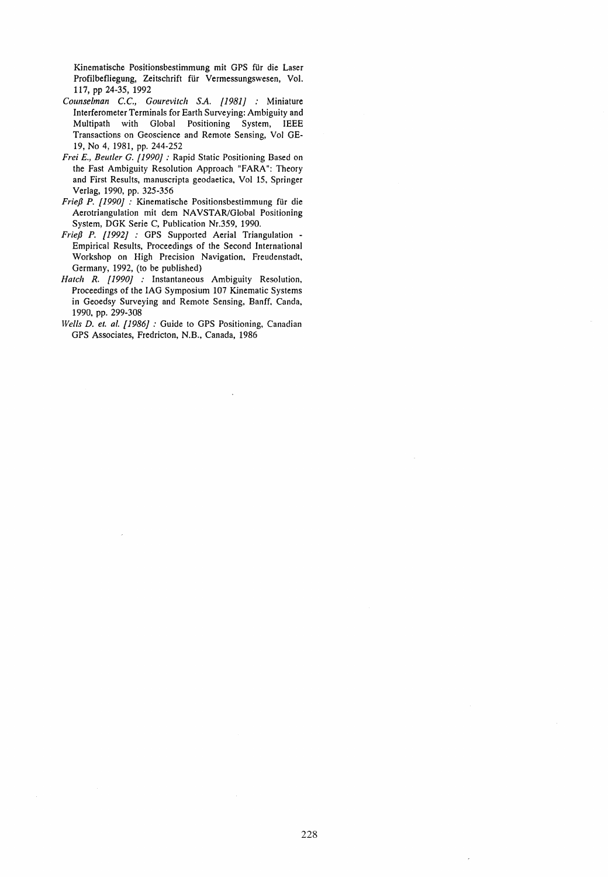Kinematische Positionsbestimmung mit GPS für die Laser Profilbefliegung, Zeitschrift für Vermessungswesen, Vol. 117, pp 24-35, 1992

*Counselman C.C., Gourevitch S.A. [1981]* : Miniature Interferometer Terminals for Earth Surveying: Ambiguity and Multipath with Global Positioning System, IEEE Transactions on Geoscience and Remote Sensing, Vol GE-19, No 4, 1981, pp. 244-252

*Frei E., Beutler G. [1990]* : Rapid Static Positioning Based on the Fast Ambiguity Resolution Approach "FARA": Theory and First Results, manuscripta geodaetica, Vol 15, Springer Verlag, 1990, pp. 325-356

*Frieß P. [1990]* : Kinematische Positionsbestimmung für die Aerotriangulation mit dem NAVSTAR/Global Positioning System, DGK Serie C, Publication Nr.359, 1990.

*Frieß P. [1992]* : GPS Supported Aerial Triangulation - Empirical Results, Proceedings of the Second International Workshop on High Precision Navigation, Freudenstadt, Germany, 1992, (to be published)

*Hatch R. [1990]* : Instantaneous Ambiguity Resolution, Proceedings of the IAG Symposium 107 Kinematic Systems in Geoedsy Surveying and Remote Sensing, Banff, Canda, 1990, pp. 299-308

*Wells D. et. al. [1986]* : Guide to GPS Positioning, Canadian GPS Associates, Fredricton, N.B., Canada, 1986